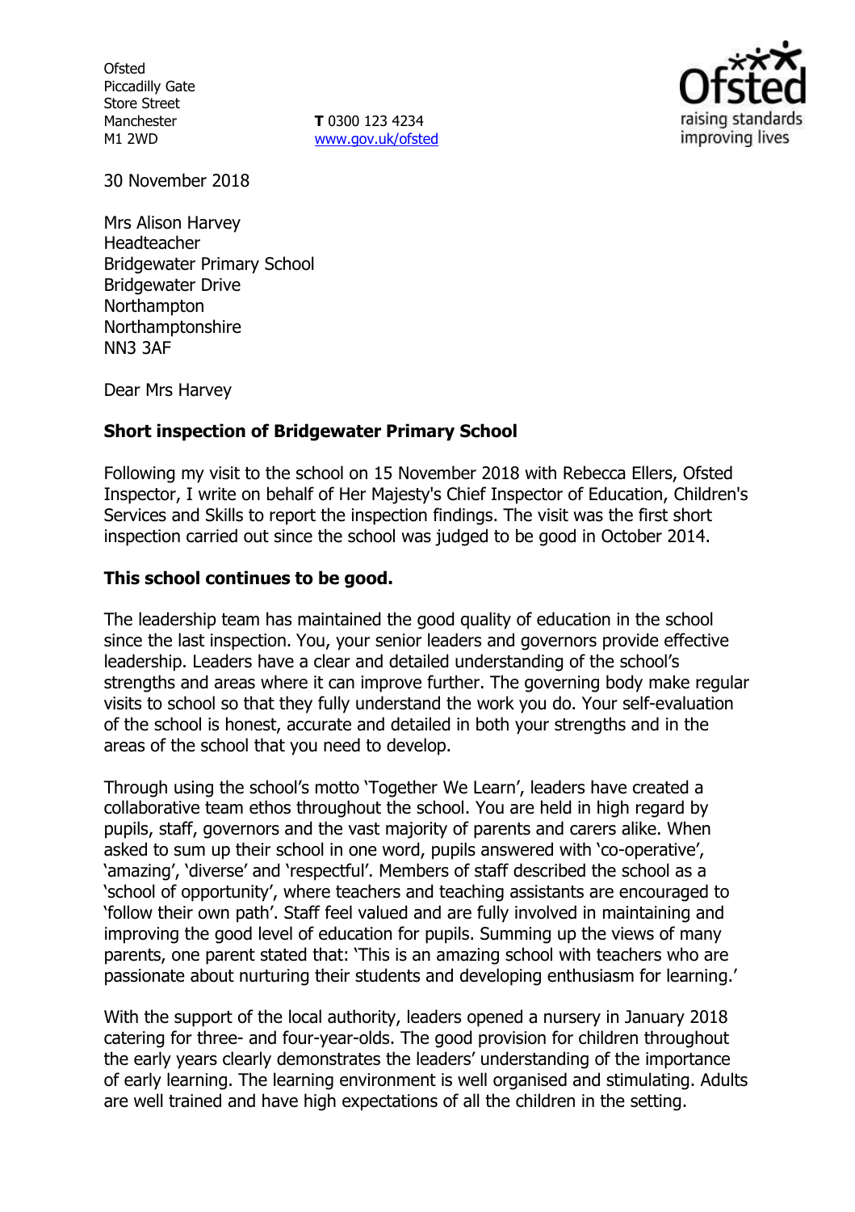Ofsted
Piccadilly Gate
Store Street
Manchester
M1 2WD

**T** 0300 123 4234
www.gov.uk/ofsted

30 November 2018

Mrs Alison Harvey
Headteacher
Bridgewater Primary School
Bridgewater Drive
Northampton
Northamptonshire
NN3 3AF

Dear Mrs Harvey

**Short inspection of Bridgewater Primary School**

Following my visit to the school on 15 November 2018 with Rebecca Ellers, Ofsted Inspector, I write on behalf of Her Majesty's Chief Inspector of Education, Children's Services and Skills to report the inspection findings. The visit was the first short inspection carried out since the school was judged to be good in October 2014.

**This school continues to be good.**

The leadership team has maintained the good quality of education in the school since the last inspection. You, your senior leaders and governors provide effective leadership. Leaders have a clear and detailed understanding of the school's strengths and areas where it can improve further. The governing body make regular visits to school so that they fully understand the work you do. Your self-evaluation of the school is honest, accurate and detailed in both your strengths and in the areas of the school that you need to develop.

Through using the school's motto 'Together We Learn', leaders have created a collaborative team ethos throughout the school. You are held in high regard by pupils, staff, governors and the vast majority of parents and carers alike. When asked to sum up their school in one word, pupils answered with 'co-operative', 'amazing', 'diverse' and 'respectful'. Members of staff described the school as a 'school of opportunity', where teachers and teaching assistants are encouraged to 'follow their own path'. Staff feel valued and are fully involved in maintaining and improving the good level of education for pupils. Summing up the views of many parents, one parent stated that: 'This is an amazing school with teachers who are passionate about nurturing their students and developing enthusiasm for learning.'

With the support of the local authority, leaders opened a nursery in January 2018 catering for three- and four-year-olds. The good provision for children throughout the early years clearly demonstrates the leaders' understanding of the importance of early learning. The learning environment is well organised and stimulating. Adults are well trained and have high expectations of all the children in the setting.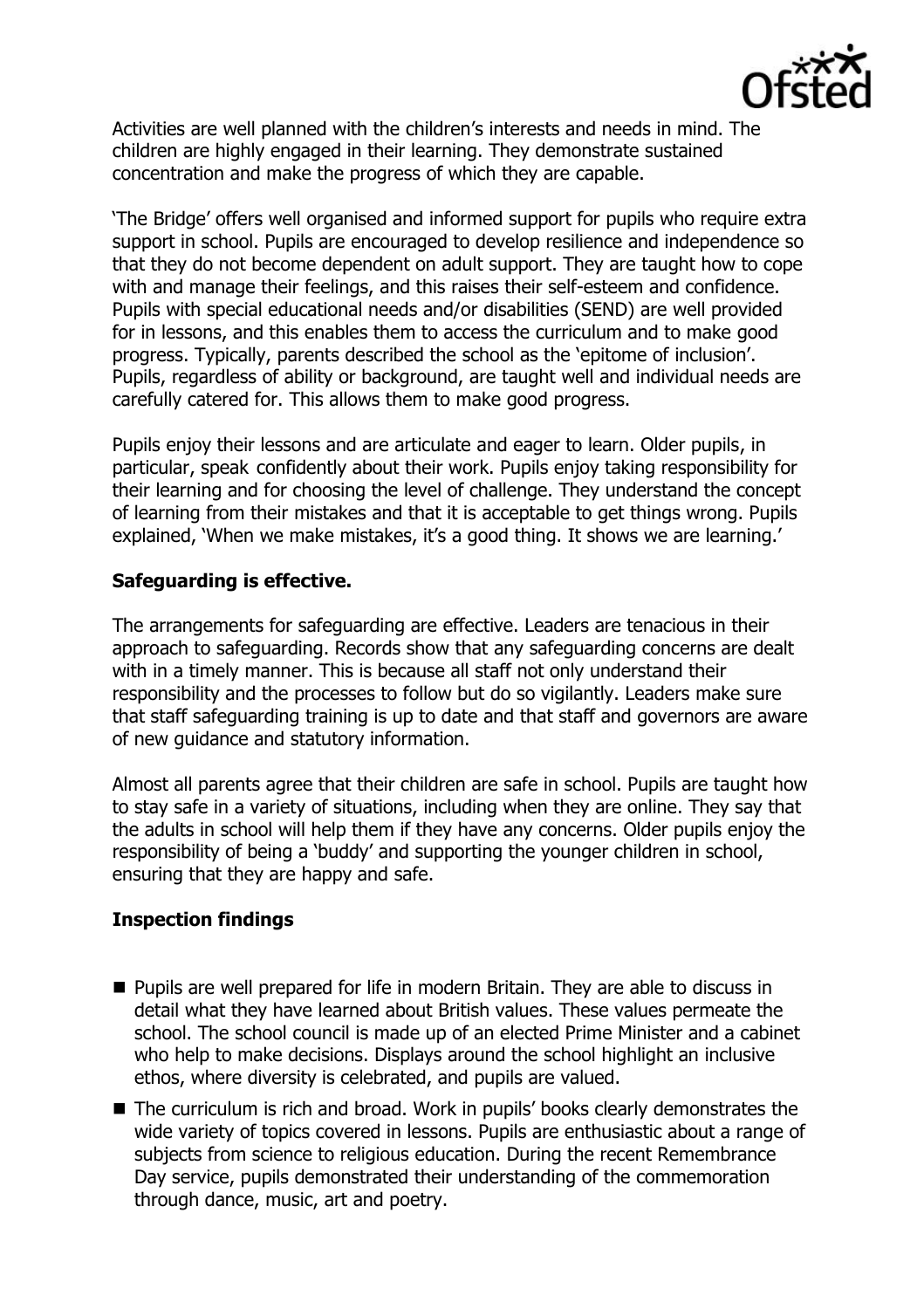Activities are well planned with the children's interests and needs in mind. The children are highly engaged in their learning. They demonstrate sustained concentration and make the progress of which they are capable.

'The Bridge' offers well organised and informed support for pupils who require extra support in school. Pupils are encouraged to develop resilience and independence so that they do not become dependent on adult support. They are taught how to cope with and manage their feelings, and this raises their self-esteem and confidence. Pupils with special educational needs and/or disabilities (SEND) are well provided for in lessons, and this enables them to access the curriculum and to make good progress. Typically, parents described the school as the 'epitome of inclusion'. Pupils, regardless of ability or background, are taught well and individual needs are carefully catered for. This allows them to make good progress.

Pupils enjoy their lessons and are articulate and eager to learn. Older pupils, in particular, speak confidently about their work. Pupils enjoy taking responsibility for their learning and for choosing the level of challenge. They understand the concept of learning from their mistakes and that it is acceptable to get things wrong. Pupils explained, 'When we make mistakes, it's a good thing. It shows we are learning.'

**Safeguarding is effective.**

The arrangements for safeguarding are effective. Leaders are tenacious in their approach to safeguarding. Records show that any safeguarding concerns are dealt with in a timely manner. This is because all staff not only understand their responsibility and the processes to follow but do so vigilantly. Leaders make sure that staff safeguarding training is up to date and that staff and governors are aware of new guidance and statutory information.

Almost all parents agree that their children are safe in school. Pupils are taught how to stay safe in a variety of situations, including when they are online. They say that the adults in school will help them if they have any concerns. Older pupils enjoy the responsibility of being a 'buddy' and supporting the younger children in school, ensuring that they are happy and safe.

**Inspection findings**

- Pupils are well prepared for life in modern Britain. They are able to discuss in detail what they have learned about British values. These values permeate the school. The school council is made up of an elected Prime Minister and a cabinet who help to make decisions. Displays around the school highlight an inclusive ethos, where diversity is celebrated, and pupils are valued.
- The curriculum is rich and broad. Work in pupils' books clearly demonstrates the wide variety of topics covered in lessons. Pupils are enthusiastic about a range of subjects from science to religious education. During the recent Remembrance Day service, pupils demonstrated their understanding of the commemoration through dance, music, art and poetry.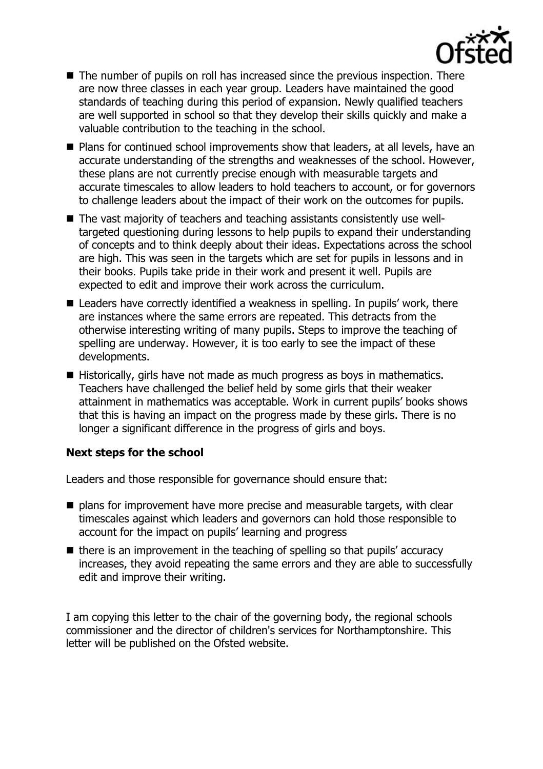- The number of pupils on roll has increased since the previous inspection. There are now three classes in each year group. Leaders have maintained the good standards of teaching during this period of expansion. Newly qualified teachers are well supported in school so that they develop their skills quickly and make a valuable contribution to the teaching in the school.
- Plans for continued school improvements show that leaders, at all levels, have an accurate understanding of the strengths and weaknesses of the school. However, these plans are not currently precise enough with measurable targets and accurate timescales to allow leaders to hold teachers to account, or for governors to challenge leaders about the impact of their work on the outcomes for pupils.
- The vast majority of teachers and teaching assistants consistently use well-targeted questioning during lessons to help pupils to expand their understanding of concepts and to think deeply about their ideas. Expectations across the school are high. This was seen in the targets which are set for pupils in lessons and in their books. Pupils take pride in their work and present it well. Pupils are expected to edit and improve their work across the curriculum.
- Leaders have correctly identified a weakness in spelling. In pupils' work, there are instances where the same errors are repeated. This detracts from the otherwise interesting writing of many pupils. Steps to improve the teaching of spelling are underway. However, it is too early to see the impact of these developments.
- Historically, girls have not made as much progress as boys in mathematics. Teachers have challenged the belief held by some girls that their weaker attainment in mathematics was acceptable. Work in current pupils' books shows that this is having an impact on the progress made by these girls. There is no longer a significant difference in the progress of girls and boys.

## Next steps for the school

Leaders and those responsible for governance should ensure that:

- plans for improvement have more precise and measurable targets, with clear timescales against which leaders and governors can hold those responsible to account for the impact on pupils' learning and progress
- there is an improvement in the teaching of spelling so that pupils' accuracy increases, they avoid repeating the same errors and they are able to successfully edit and improve their writing.

I am copying this letter to the chair of the governing body, the regional schools commissioner and the director of children's services for Northamptonshire. This letter will be published on the Ofsted website.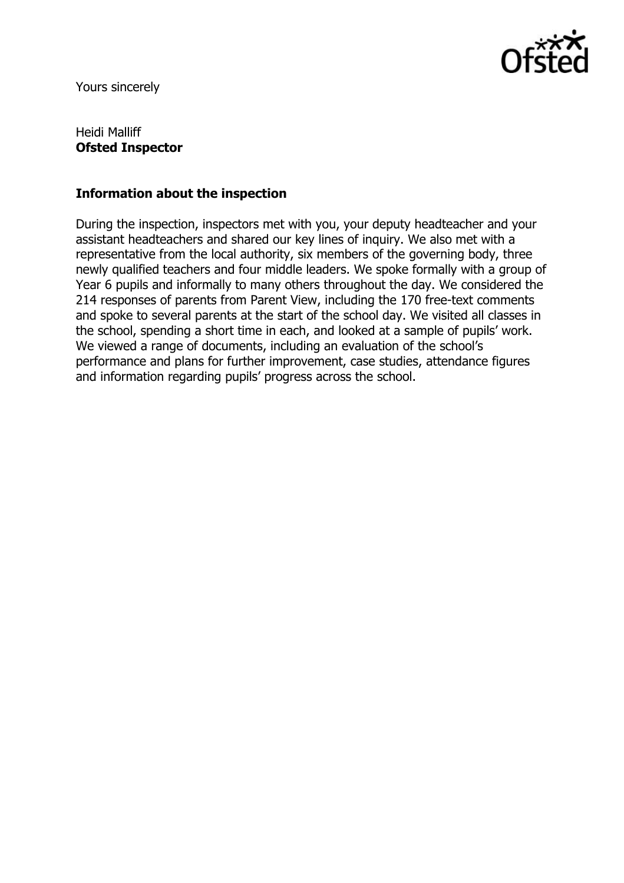Yours sincerely

Heidi Malliff
**Ofsted Inspector**

## Information about the inspection

During the inspection, inspectors met with you, your deputy headteacher and your assistant headteachers and shared our key lines of inquiry. We also met with a representative from the local authority, six members of the governing body, three newly qualified teachers and four middle leaders. We spoke formally with a group of Year 6 pupils and informally to many others throughout the day. We considered the 214 responses of parents from Parent View, including the 170 free-text comments and spoke to several parents at the start of the school day. We visited all classes in the school, spending a short time in each, and looked at a sample of pupils' work. We viewed a range of documents, including an evaluation of the school's performance and plans for further improvement, case studies, attendance figures and information regarding pupils' progress across the school.